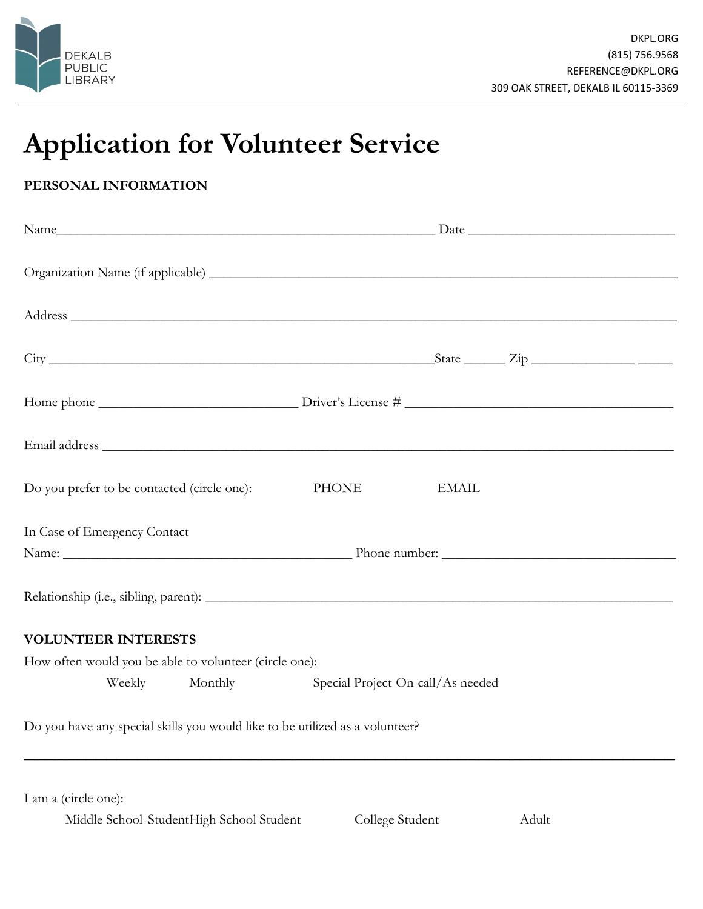DEKALB PUBLIC LIBRARY

DKPL.ORG
(815) 756.9568
REFERENCE@DKPL.ORG
309 OAK STREET, DEKALB IL 60115-3369

# Application for Volunteer Service

**PERSONAL INFORMATION**

Name_______________________________________________________ Date ______________________________

Organization Name (if applicable) ____________________________________________________________________

Address _____________________________________________________________________________________

City _______________________________________________________State ______ Zip ______________ _____

Home phone _____________________________ Driver's License # _______________________________________

Email address _________________________________________________________________________________

Do you prefer to be contacted (circle one): PHONE EMAIL

In Case of Emergency Contact
Name: __________________________________________ Phone number: ___________________________________

Relationship (i.e., sibling, parent): ______________________________________________________________

**VOLUNTEER INTERESTS**

How often would you be able to volunteer (circle one):

Weekly Monthly Special Project On-call/As needed

Do you have any special skills you would like to be utilized as a volunteer?

______________________________________________________________________________________________

I am a (circle one):

Middle School Student High School Student College Student Adult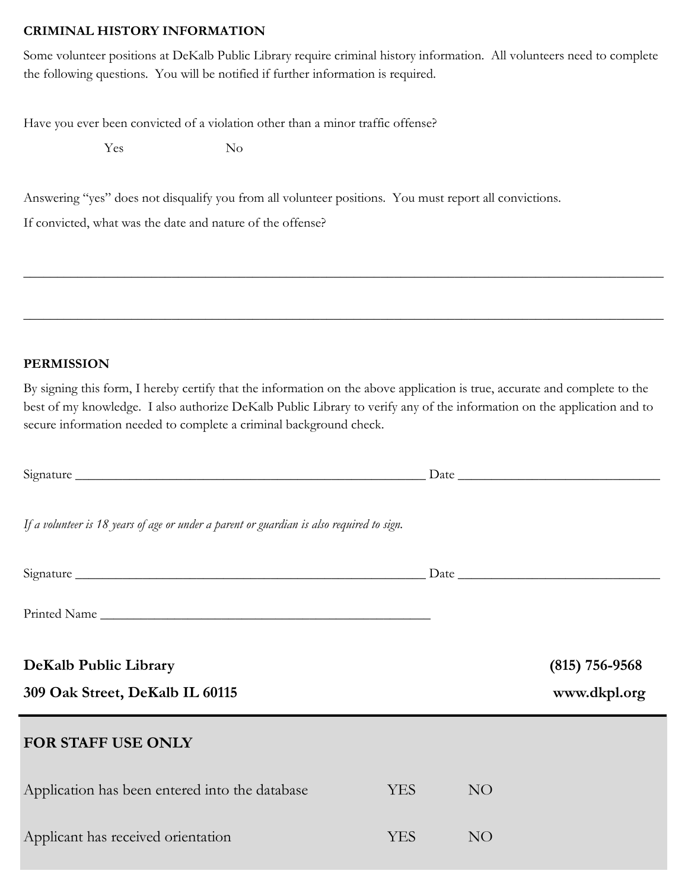### CRIMINAL HISTORY INFORMATION

Some volunteer positions at DeKalb Public Library require criminal history information. All volunteers need to complete the following questions. You will be notified if further information is required.

Have you ever been convicted of a violation other than a minor traffic offense?

Yes No

Answering "yes" does not disqualify you from all volunteer positions. You must report all convictions.

If convicted, what was the date and nature of the offense?

\_\_\_\_\_\_\_\_\_\_\_\_\_\_\_\_\_\_\_\_\_\_\_\_\_\_\_\_\_\_\_\_\_\_\_\_\_\_\_\_\_\_\_\_\_\_\_\_\_\_\_\_\_\_\_\_\_\_\_\_\_\_\_\_\_\_\_\_\_\_\_\_\_\_\_\_\_\_

\_\_\_\_\_\_\_\_\_\_\_\_\_\_\_\_\_\_\_\_\_\_\_\_\_\_\_\_\_\_\_\_\_\_\_\_\_\_\_\_\_\_\_\_\_\_\_\_\_\_\_\_\_\_\_\_\_\_\_\_\_\_\_\_\_\_\_\_\_\_\_\_\_\_\_\_\_\_

### PERMISSION

By signing this form, I hereby certify that the information on the above application is true, accurate and complete to the best of my knowledge. I also authorize DeKalb Public Library to verify any of the information on the application and to secure information needed to complete a criminal background check.

Signature \_\_\_\_\_\_\_\_\_\_\_\_\_\_\_\_\_\_\_\_\_\_\_\_\_\_\_\_\_\_\_\_\_\_\_\_\_\_\_\_\_\_\_\_ Date \_\_\_\_\_\_\_\_\_\_\_\_\_\_\_\_\_\_\_\_\_\_\_\_\_\_

*If a volunteer is 18 years of age or under a parent or guardian is also required to sign.*

Signature \_\_\_\_\_\_\_\_\_\_\_\_\_\_\_\_\_\_\_\_\_\_\_\_\_\_\_\_\_\_\_\_\_\_\_\_\_\_\_\_\_\_\_\_ Date \_\_\_\_\_\_\_\_\_\_\_\_\_\_\_\_\_\_\_\_\_\_\_\_\_\_

Printed Name \_\_\_\_\_\_\_\_\_\_\_\_\_\_\_\_\_\_\_\_\_\_\_\_\_\_\_\_\_\_\_\_\_\_\_\_\_\_\_\_\_\_

**DeKalb Public Library** **(815) 756-9568**

**309 Oak Street, DeKalb IL 60115** **www.dkpl.org**

### FOR STAFF USE ONLY

| | | |
|---|---|---|
| Application has been entered into the database | YES | NO |
| Applicant has received orientation | YES | NO |